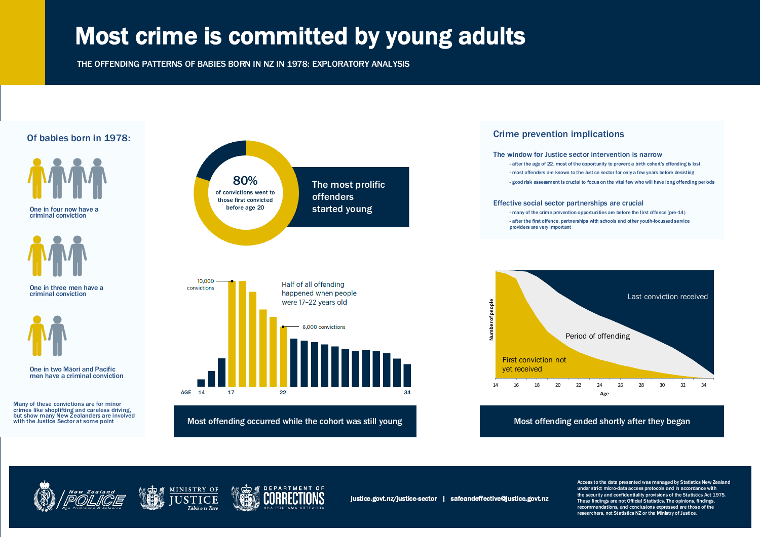# Most crime is committed by young adults

THE OFFENDING PATTERNS OF BABIES BORN IN NZ IN 1978: EXPLORATORY ANALYSIS

## Of babies born in 1978:

One in four now have a criminal conviction

One in three men have a criminal conviction

One in two Māori and Pacific men have a criminal conviction

Many of these convictions are for minor crimes like shoplifting and careless driving, but show many New Zealanders are involved with the Justice Sector at some point

**80%** of convictions went to those first convicted before age 20

The most prolific offenders started young

10,000 convictions

Half of all offending happened when people were 17–22 years old

6,000 convictions

AGE 14 17 22 34

**Most offending occurred while the cohort was still young**

## Crime prevention implications

### The window for Justice sector intervention is narrow

- after the age of 22, most of the opportunity to prevent a birth cohort's offending is lost
- most offenders are known to the Justice sector for only a few years before desisting
- good risk assessment is crucial to focus on the vital few who will have long offending periods

### Effective social sector partnerships are crucial

- many of the crime prevention opportunities are before the first offence (pre-14)
- after the first offence, partnerships with schools and other youth-focussed service providers are very important

Number of people

Last conviction received

Period of offending

First conviction not yet received

Age: 14 16 18 20 22 24 26 28 30 32 34

**Most offending ended shortly after they began**

justice.govt.nz/justice-sector | safeandeffective@justice.govt.nz

Access to the data presented was managed by Statistics New Zealand under strict micro-data access protocols and in accordance with the security and confidentiality provisions of the Statistics Act 1975. These findings are not Official Statistics. The opinions, findings, recommendations, and conclusions expressed are those of the researchers, not Statistics NZ or the Ministry of Justice.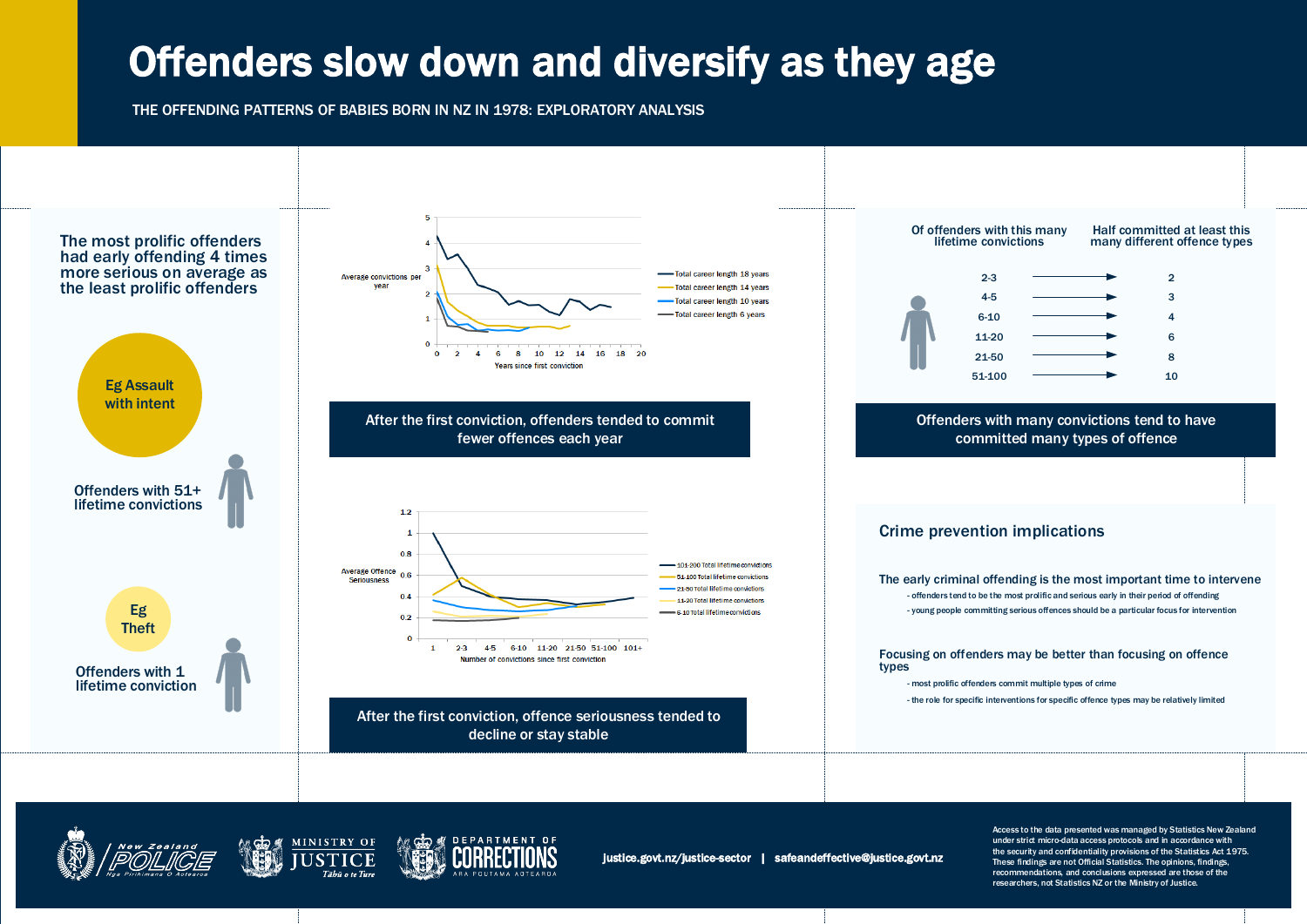# Offenders slow down and diversify as they age

THE OFFENDING PATTERNS OF BABIES BORN IN NZ IN 1978: EXPLORATORY ANALYSIS

## The most prolific offenders had early offending 4 times more serious on average as the least prolific offenders

Eg Assault with intent

Offenders with 51+ lifetime convictions

Eg Theft

Offenders with 1 lifetime conviction

Average convictions per year

Total career length 18 years
Total career length 14 years
Total career length 10 years
Total career length 6 years

Years since first conviction

**After the first conviction, offenders tended to commit fewer offences each year**

Average Offence Seriousness

101-200 Total lifetime convictions
51-100 Total lifetime convictions
21-50 Total lifetime convictions
11-20 Total lifetime convictions
6-10 Total lifetime convictions

Number of convictions since first conviction

**After the first conviction, offence seriousness tended to decline or stay stable**

| Of offenders with this many lifetime convictions | Half committed at least this many different offence types |
|---|---|
| 2-3 | 2 |
| 4-5 | 3 |
| 6-10 | 4 |
| 11-20 | 6 |
| 21-50 | 8 |
| 51-100 | 10 |

**Offenders with many convictions tend to have committed many types of offence**

## Crime prevention implications

**The early criminal offending is the most important time to intervene**

- offenders tend to be the most prolific and serious early in their period of offending
- young people committing serious offences should be a particular focus for intervention

**Focusing on offenders may be better than focusing on offence types**

- most prolific offenders commit multiple types of crime
- the role for specific interventions for specific offence types may be relatively limited

justice.govt.nz/justice-sector | safeandeffective@justice.govt.nz

Access to the data presented was managed by Statistics New Zealand under strict micro-data access protocols and in accordance with the security and confidentiality provisions of the Statistics Act 1975. These findings are not Official Statistics. The opinions, findings, recommendations, and conclusions expressed are those of the researchers, not Statistics NZ or the Ministry of Justice.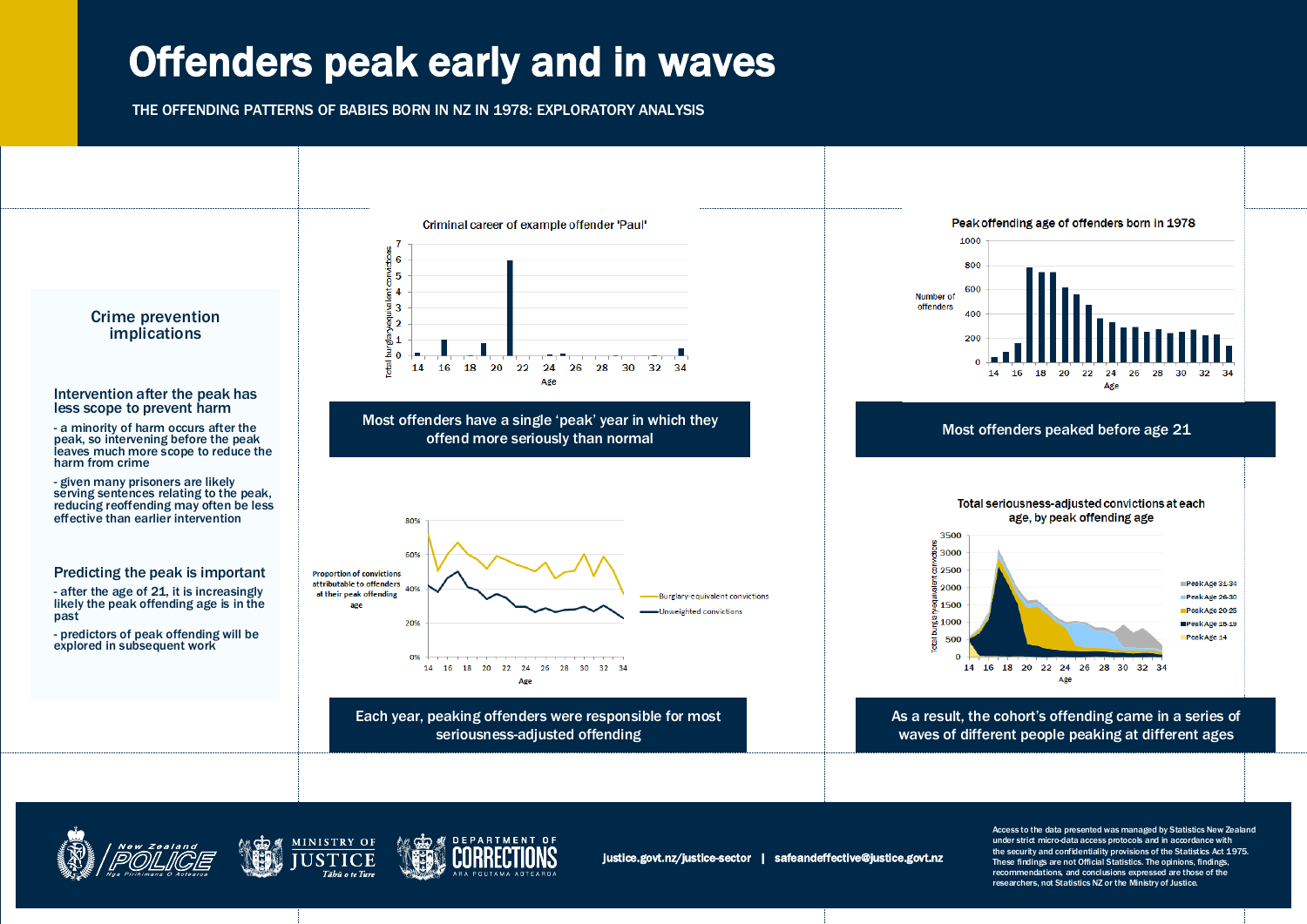# Offenders peak early and in waves

THE OFFENDING PATTERNS OF BABIES BORN IN NZ IN 1978: EXPLORATORY ANALYSIS

## Crime prevention implications

### Intervention after the peak has less scope to prevent harm

- a minority of harm occurs after the peak, so intervening before the peak leaves much more scope to reduce the harm from crime
- given many prisoners are likely serving sentences relating to the peak, reducing reoffending may often be less effective than earlier intervention

### Predicting the peak is important

- after the age of 21, it is increasingly likely the peak offending age is in the past
- predictors of peak offending will be explored in subsequent work

Criminal career of example offender 'Paul'

Total burglary-equivalent convictions

0 1 2 3 4 5 6 7

14 16 18 20 22 24 26 28 30 32 34

Age

**Most offenders have a single 'peak' year in which they offend more seriously than normal**

Peak offending age of offenders born in 1978

Number of offenders

0 200 400 600 800 1000

14 16 18 20 22 24 26 28 30 32 34

Age

**Most offenders peaked before age 21**

Proportion of convictions attributable to offenders at their peak offending age

0% 20% 40% 60% 80%

14 16 18 20 22 24 26 28 30 32 34

Age

Burglary-equivalent convictions

Unweighted convictions

**Each year, peaking offenders were responsible for most seriousness-adjusted offending**

Total seriousness-adjusted convictions at each age, by peak offending age

Total burglary-equivalent convictions

0 500 1000 1500 2000 2500 3000 3500

14 16 18 20 22 24 26 28 30 32 34

Age

Peak Age 31-34

Peak Age 26-30

Peak Age 20-25

Peak Age 15-19

Peak Age 14

**As a result, the cohort's offending came in a series of waves of different people peaking at different ages**

justice.govt.nz/justice-sector | safeandeffective@justice.govt.nz

Access to the data presented was managed by Statistics New Zealand under strict micro-data access protocols and in accordance with the security and confidentiality provisions of the Statistics Act 1975. These findings are not Official Statistics. The opinions, findings, recommendations, and conclusions expressed are those of the researchers, not Statistics NZ or the Ministry of Justice.